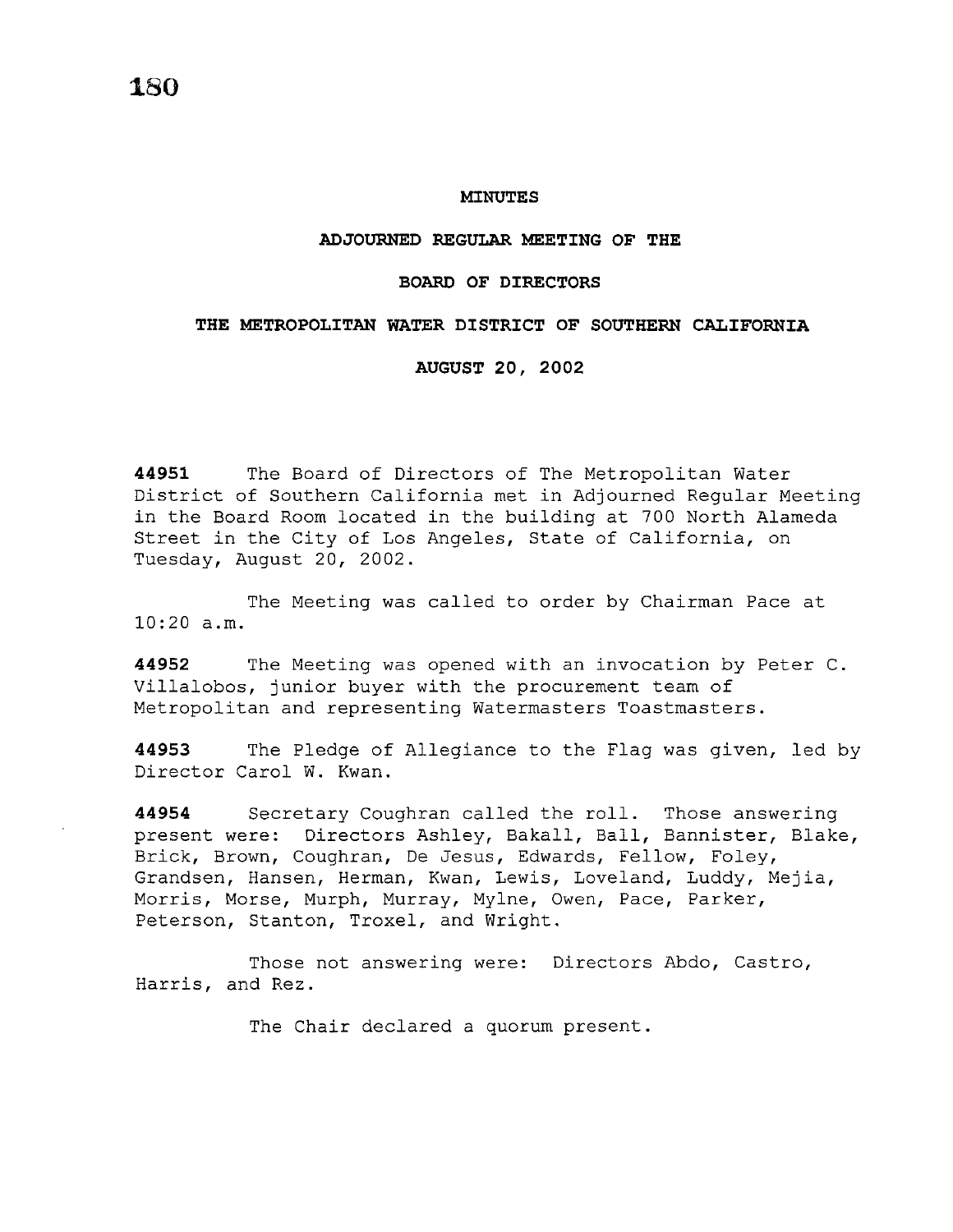# MINUTES

## ADJOURNED REGULAR MEETING OF THE

## BOARD OF DIRECTORS

## THE METROPOLITAN WATER DISTRICT OF SOUTHERN CALIFORNIA

## AUGUST 20, 2002

**44951** The Board of Directors of The Metropolitan Water District of Southern California met in Adjourned Regular Meeting in the Board Room located in the building at 700 North Alameda Street in the City of Los Angeles, State of California, on Tuesday, August 20, 2002.

The Meeting was called to order by Chairman Pace at 10:20 a.m.

**44952** The Meeting was opened with an invocation by Peter C. Villalobos, junior buyer with the procurement team of Metropolitan and representing Watermasters Toastmasters.

**44953** The Pledge of Allegiance to the Flag was given, led by Director Carol W. Kwan.

**44954** Secretary Coughran called the roll. Those answering present were: Directors Ashley, Bakall, Ball, Bannister, Blake, Brick, Brown, Coughran, De Jesus, Edwards, Fellow, Foley, Grandsen, Hansen, Herman, Kwan, Lewis, Loveland, Luddy, Mejia, Morris, Morse, Murph, Murray, Mylne, Owen, Pace, Parker, Peterson, Stanton, Troxel, and Wright.

Those not answering were: Directors Abdo, Castro, Harris, and Rez.

The Chair declared a quorum present.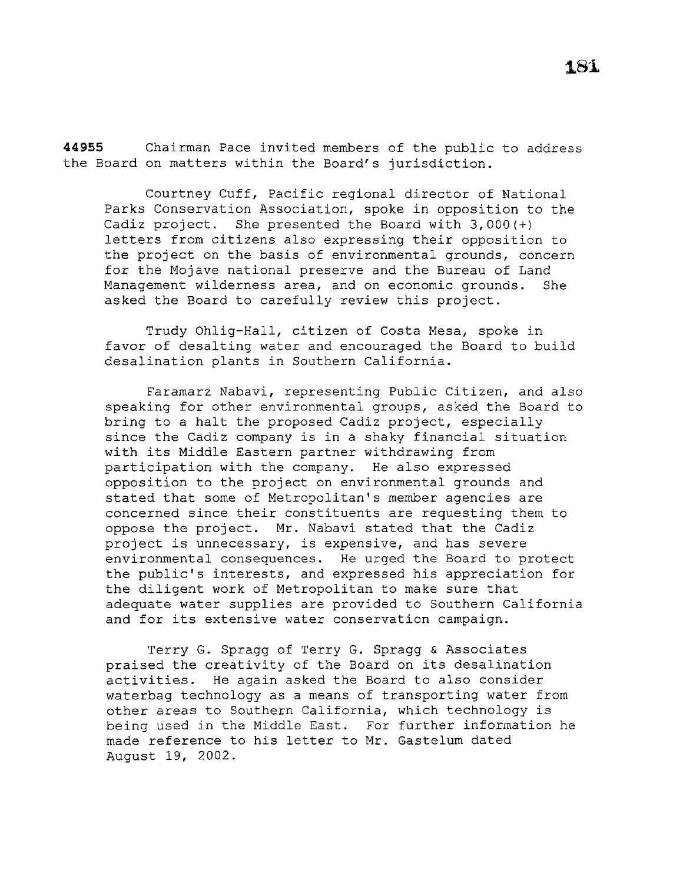**44955** Chairman Pace invited members of the public to address the Board on matters within the Board's jurisdiction.

Courtney Cuff, Pacific regional director of National Parks Conservation Association, spoke in opposition to the Cadiz project. She presented the Board with 3,000(+) letters from citizens also expressing their opposition to the project on the basis of environmental grounds, concern for the Mojave national preserve and the Bureau of Land Management wilderness area, and on economic grounds. She asked the Board to carefully review this project.

Trudy Ohlig-Hall, citizen of Costa Mesa, spoke in favor of desalting water and encouraged the Board to build desalination plants in Southern California.

Faramarz Nabavi, representing Public Citizen, and also speaking for other environmental groups, asked the Board to bring to a halt the proposed Cadiz project, especially since the Cadiz company is in a shaky financial situation with its Middle Eastern partner withdrawing from participation with the company. He also expressed opposition to the project on environmental grounds and stated that some of Metropolitan's member agencies are concerned since their constituents are requesting them to oppose the project. Mr. Nabavi stated that the Cadiz project is unnecessary, is expensive, and has severe environmental consequences. He urged the Board to protect the public's interests, and expressed his appreciation for the diligent work of Metropolitan to make sure that adequate water supplies are provided to Southern California and for its extensive water conservation campaign.

Terry G. Spragg of Terry G. Spragg & Associates praised the creativity of the Board on its desalination activities. He again asked the Board to also consider waterbag technology as a means of transporting water from other areas to Southern California, which technology is being used in the Middle East. For further information he made reference to his letter to Mr. Gastelum dated August 19, 2002.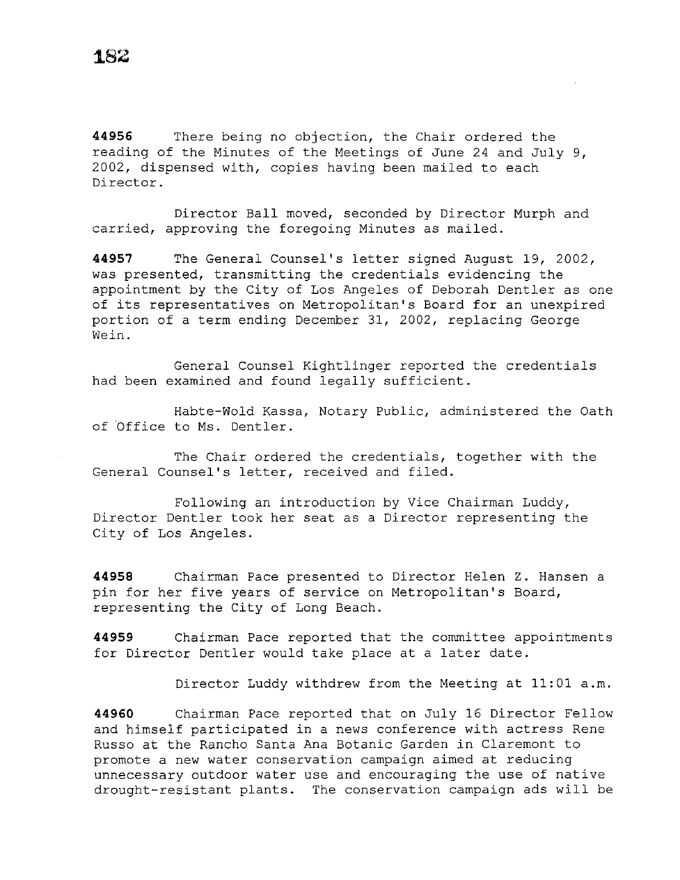**44956** There being no objection, the Chair ordered the reading of the Minutes of the Meetings of June 24 and July 9, 2002, dispensed with, copies having been mailed to each Director.

Director Ball moved, seconded by Director Murph and carried, approving the foregoing Minutes as mailed.

**44957** The General Counsel's letter signed August 19, 2002, was presented, transmitting the credentials evidencing the appointment by the City of Los Angeles of Deborah Dentler as one of its representatives on Metropolitan's Board for an unexpired portion of a term ending December 31, 2002, replacing George Wein.

General Counsel Kightlinger reported the credentials had been examined and found legally sufficient.

Habte-Wold Kassa, Notary Public, administered the Oath of Office to Ms. Dentler.

The Chair ordered the credentials, together with the General Counsel's letter, received and filed.

Following an introduction by Vice Chairman Luddy, Director Dentler took her seat as a Director representing the City of Los Angeles.

**44958** Chairman Pace presented to Director Helen Z. Hansen a pin for her five years of service on Metropolitan's Board, representing the City of Long Beach.

**44959** Chairman Pace reported that the committee appointments for Director Dentler would take place at a later date.

Director Luddy withdrew from the Meeting at 11:01 a.m.

**44960** Chairman Pace reported that on July 16 Director Fellow and himself participated in a news conference with actress Rene Russo at the Rancho Santa Ana Botanic Garden in Claremont to promote a new water conservation campaign aimed at reducing unnecessary outdoor water use and encouraging the use of native drought-resistant plants. The conservation campaign ads will be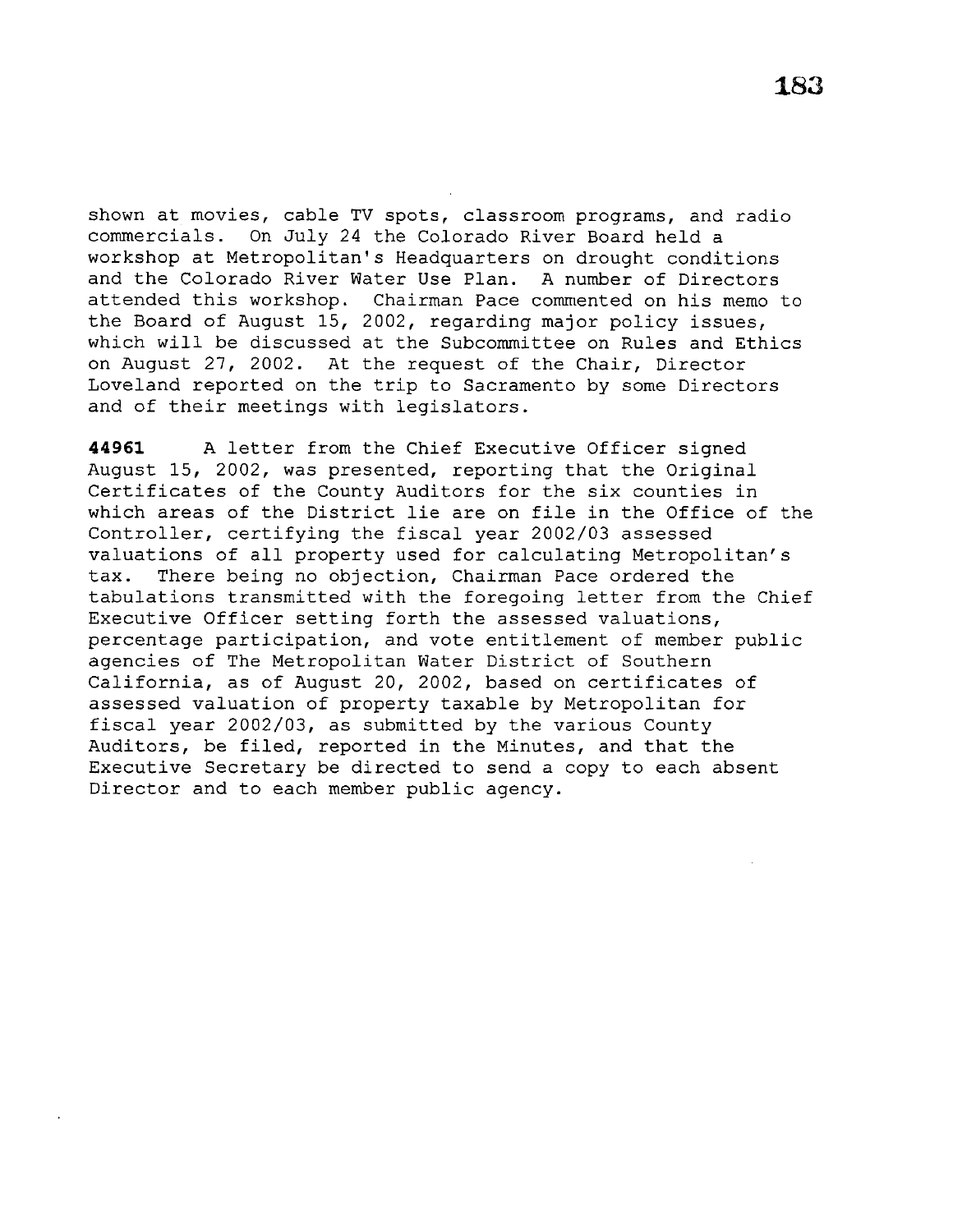shown at movies, cable TV spots, classroom programs, and radio commercials. On July 24 the Colorado River Board held a workshop at Metropolitan's Headquarters on drought conditions and the Colorado River Water Use Plan. A number of Directors attended this workshop. Chairman Pace commented on his memo to the Board of August 15, 2002, regarding major policy issues, which will be discussed at the Subcommittee on Rules and Ethics on August 27, 2002. At the request of the Chair, Director Loveland reported on the trip to Sacramento by some Directors and of their meetings with legislators.

**44961** A letter from the Chief Executive Officer signed August 15, 2002, was presented, reporting that the Original Certificates of the County Auditors for the six counties in which areas of the District lie are on file in the Office of the Controller, certifying the fiscal year 2002/03 assessed valuations of all property used for calculating Metropolitan's tax. There being no objection, Chairman Pace ordered the tabulations transmitted with the foregoing letter from the Chief Executive Officer setting forth the assessed valuations, percentage participation, and vote entitlement of member public agencies of The Metropolitan Water District of Southern California, as of August 20, 2002, based on certificates of assessed valuation of property taxable by Metropolitan for fiscal year 2002/03, as submitted by the various County Auditors, be filed, reported in the Minutes, and that the Executive Secretary be directed to send a copy to each absent Director and to each member public agency.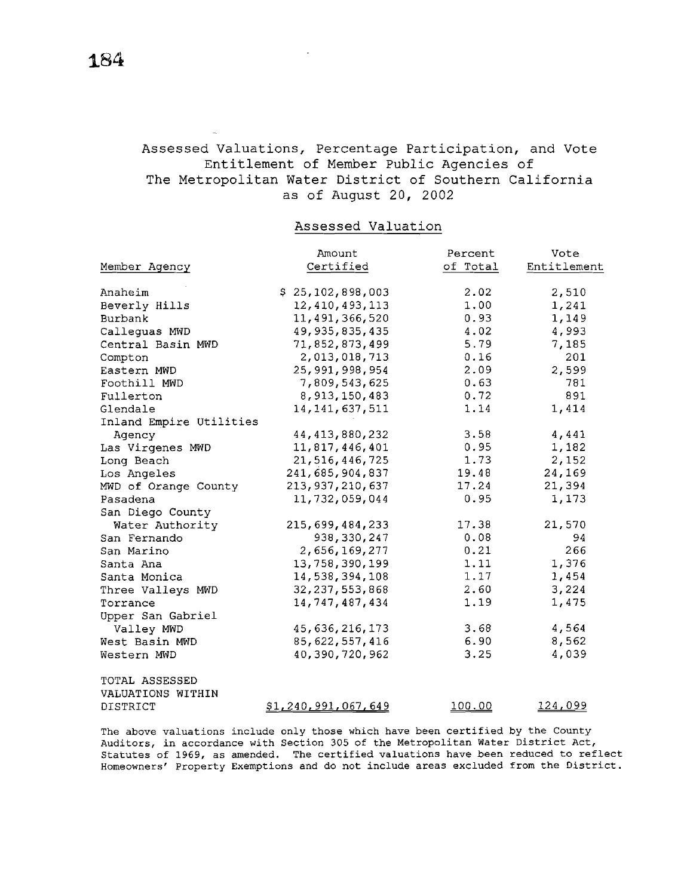# Assessed Valuations, Percentage Participation, and Vote Entitlement of Member Public Agencies of The Metropolitan Water District of Southern California as of August 20, 2002

## Assessed Valuation

| Member Agency | Amount Certified | Percent of Total | Vote Entitlement |
|---|---|---|---|
| Anaheim | $ 25,102,898,003 | 2.02 | 2,510 |
| Beverly Hills | 12,410,493,113 | 1.00 | 1,241 |
| Burbank | 11,491,366,520 | 0.93 | 1,149 |
| Calleguas MWD | 49,935,835,435 | 4.02 | 4,993 |
| Central Basin MWD | 71,852,873,499 | 5.79 | 7,185 |
| Compton | 2,013,018,713 | 0.16 | 201 |
| Eastern MWD | 25,991,998,954 | 2.09 | 2,599 |
| Foothill MWD | 7,809,543,625 | 0.63 | 781 |
| Fullerton | 8,913,150,483 | 0.72 | 891 |
| Glendale | 14,141,637,511 | 1.14 | 1,414 |
| Inland Empire Utilities Agency | 44,413,880,232 | 3.58 | 4,441 |
| Las Virgenes MWD | 11,817,446,401 | 0.95 | 1,182 |
| Long Beach | 21,516,446,725 | 1.73 | 2,152 |
| Los Angeles | 241,685,904,837 | 19.48 | 24,169 |
| MWD of Orange County | 213,937,210,637 | 17.24 | 21,394 |
| Pasadena | 11,732,059,044 | 0.95 | 1,173 |
| San Diego County Water Authority | 215,699,484,233 | 17.38 | 21,570 |
| San Fernando | 938,330,247 | 0.08 | 94 |
| San Marino | 2,656,169,277 | 0.21 | 266 |
| Santa Ana | 13,758,390,199 | 1.11 | 1,376 |
| Santa Monica | 14,538,394,108 | 1.17 | 1,454 |
| Three Valleys MWD | 32,237,553,868 | 2.60 | 3,224 |
| Torrance | 14,747,487,434 | 1.19 | 1,475 |
| Upper San Gabriel Valley MWD | 45,636,216,173 | 3.68 | 4,564 |
| West Basin MWD | 85,622,557,416 | 6.90 | 8,562 |
| Western MWD | 40,390,720,962 | 3.25 | 4,039 |
| TOTAL ASSESSED VALUATIONS WITHIN DISTRICT | $1,240,991,067,649 | 100.00 | 124,099 |

The above valuations include only those which have been certified by the County Auditors, in accordance with Section 305 of the Metropolitan Water District Act, Statutes of 1969, as amended. The certified valuations have been reduced to reflect Homeowners' Property Exemptions and do not include areas excluded from the District.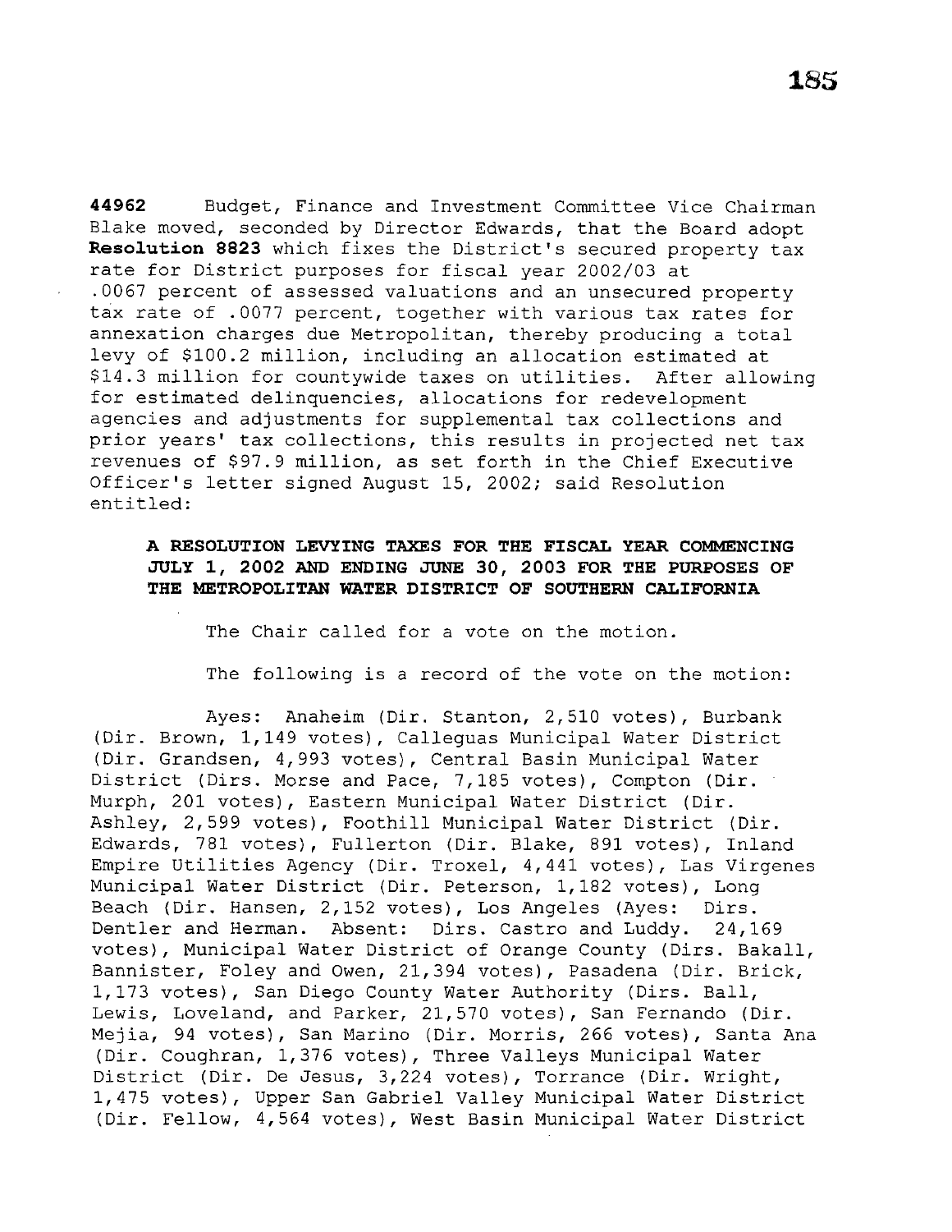**44962** Budget, Finance and Investment Committee Vice Chairman Blake moved, seconded by Director Edwards, that the Board adopt **Resolution 8823** which fixes the District's secured property tax rate for District purposes for fiscal year 2002/03 at .0067 percent of assessed valuations and an unsecured property tax rate of .0077 percent, together with various tax rates for annexation charges due Metropolitan, thereby producing a total levy of $100.2 million, including an allocation estimated at $14.3 million for countywide taxes on utilities. After allowing for estimated delinquencies, allocations for redevelopment agencies and adjustments for supplemental tax collections and prior years' tax collections, this results in projected net tax revenues of $97.9 million, as set forth in the Chief Executive Officer's letter signed August 15, 2002; said Resolution entitled:

**A RESOLUTION LEVYING TAXES FOR THE FISCAL YEAR COMMENCING JULY 1, 2002 AND ENDING JUNE 30, 2003 FOR THE PURPOSES OF THE METROPOLITAN WATER DISTRICT OF SOUTHERN CALIFORNIA**

The Chair called for a vote on the motion.

The following is a record of the vote on the motion:

Ayes: Anaheim (Dir. Stanton, 2,510 votes), Burbank (Dir. Brown, 1,149 votes), Calleguas Municipal Water District (Dir. Grandsen, 4,993 votes), Central Basin Municipal Water District (Dirs. Morse and Pace, 7,185 votes), Compton (Dir. Murph, 201 votes), Eastern Municipal Water District (Dir. Ashley, 2,599 votes), Foothill Municipal Water District (Dir. Edwards, 781 votes), Fullerton (Dir. Blake, 891 votes), Inland Empire Utilities Agency (Dir. Troxel, 4,441 votes), Las Virgenes Municipal Water District (Dir. Peterson, 1,182 votes), Long Beach (Dir. Hansen, 2,152 votes), Los Angeles (Ayes: Dirs. Dentler and Herman. Absent: Dirs. Castro and Luddy. 24,169 votes), Municipal Water District of Orange County (Dirs. Bakall, Bannister, Foley and Owen, 21,394 votes), Pasadena (Dir. Brick, 1,173 votes), San Diego County Water Authority (Dirs. Ball, Lewis, Loveland, and Parker, 21,570 votes), San Fernando (Dir. Mejia, 94 votes), San Marino (Dir. Morris, 266 votes), Santa Ana (Dir. Coughran, 1,376 votes), Three Valleys Municipal Water District (Dir. De Jesus, 3,224 votes), Torrance (Dir. Wright, 1,475 votes), Upper San Gabriel Valley Municipal Water District (Dir. Fellow, 4,564 votes), West Basin Municipal Water District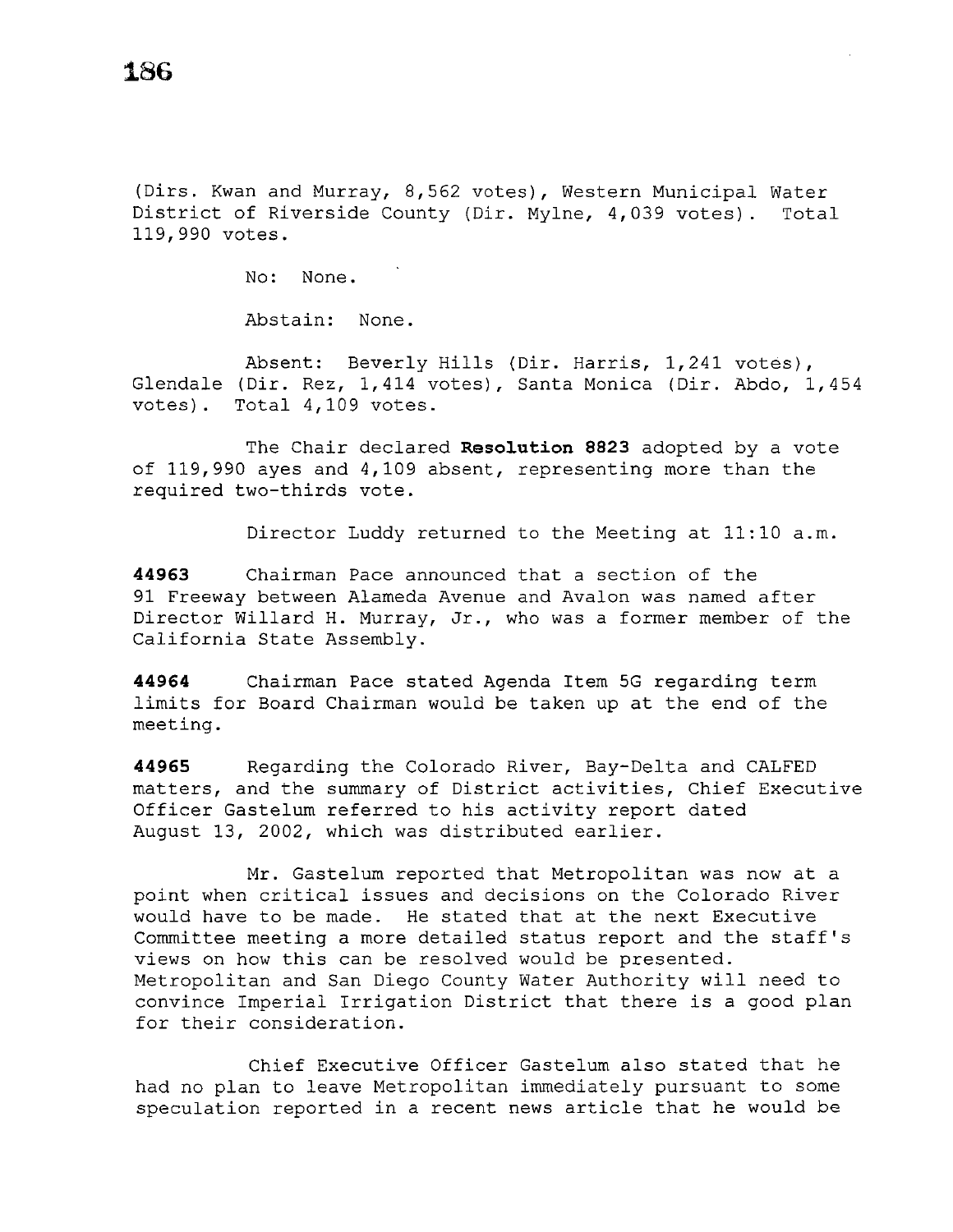(Dirs. Kwan and Murray, 8,562 votes), Western Municipal Water District of Riverside County (Dir. Mylne, 4,039 votes). Total 119,990 votes.

No: None.

Abstain: None.

Absent: Beverly Hills (Dir. Harris, 1,241 votes), Glendale (Dir. Rez, 1,414 votes), Santa Monica (Dir. Abdo, 1,454 votes). Total 4,109 votes.

The Chair declared **Resolution 8823** adopted by a vote of 119,990 ayes and 4,109 absent, representing more than the required two-thirds vote.

Director Luddy returned to the Meeting at 11:10 a.m.

**44963** Chairman Pace announced that a section of the 91 Freeway between Alameda Avenue and Avalon was named after Director Willard H. Murray, Jr., who was a former member of the California State Assembly.

**44964** Chairman Pace stated Agenda Item 5G regarding term limits for Board Chairman would be taken up at the end of the meeting.

**44965** Regarding the Colorado River, Bay-Delta and CALFED matters, and the summary of District activities, Chief Executive Officer Gastelum referred to his activity report dated August 13, 2002, which was distributed earlier.

Mr. Gastelum reported that Metropolitan was now at a point when critical issues and decisions on the Colorado River would have to be made. He stated that at the next Executive Committee meeting a more detailed status report and the staff's views on how this can be resolved would be presented. Metropolitan and San Diego County Water Authority will need to convince Imperial Irrigation District that there is a good plan for their consideration.

Chief Executive Officer Gastelum also stated that he had no plan to leave Metropolitan immediately pursuant to some speculation reported in a recent news article that he would be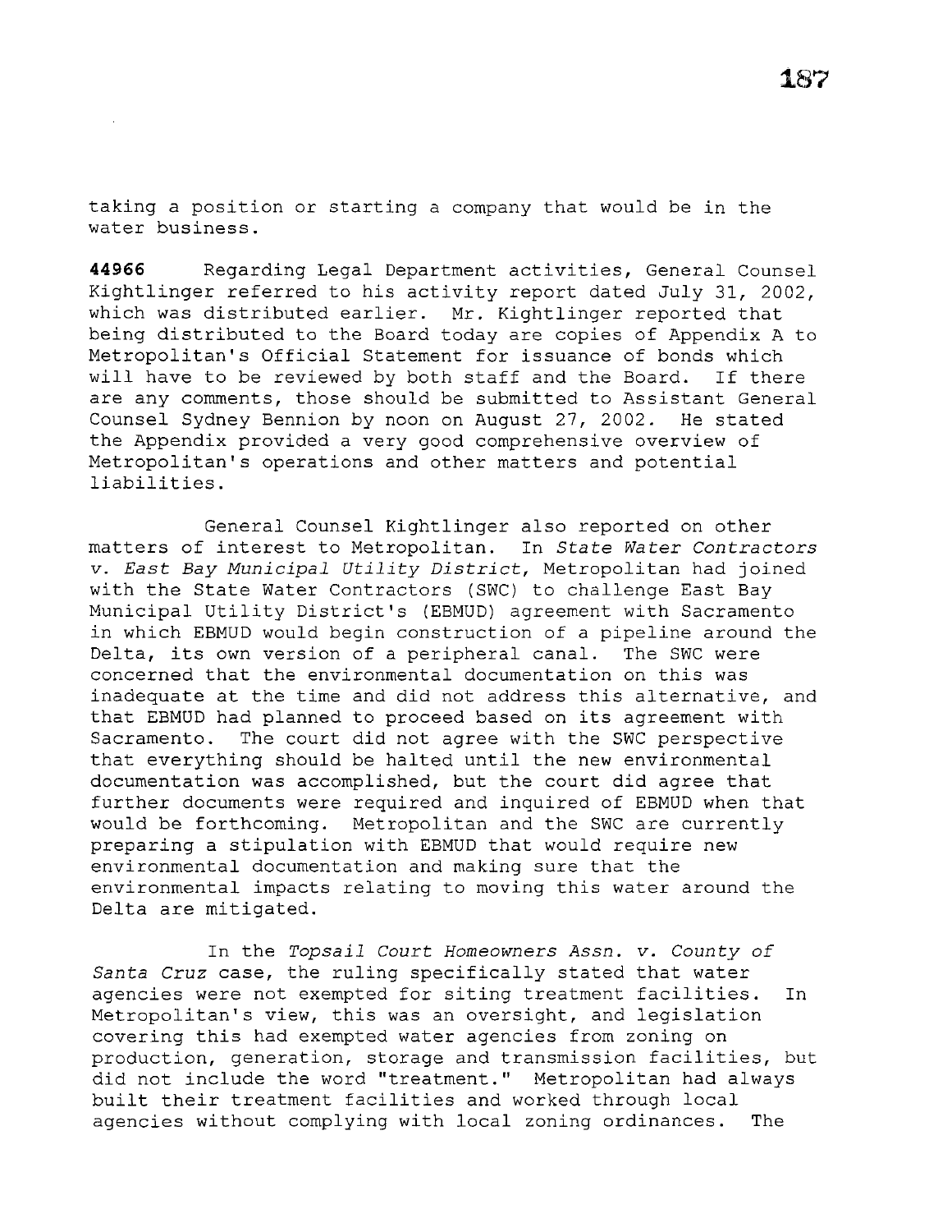taking a position or starting a company that would be in the water business.

**44966** Regarding Legal Department activities, General Counsel Kightlinger referred to his activity report dated July 31, 2002, which was distributed earlier. Mr. Kightlinger reported that being distributed to the Board today are copies of Appendix A to Metropolitan's Official Statement for issuance of bonds which will have to be reviewed by both staff and the Board. If there are any comments, those should be submitted to Assistant General Counsel Sydney Bennion by noon on August 27, 2002. He stated the Appendix provided a very good comprehensive overview of Metropolitan's operations and other matters and potential liabilities.

General Counsel Kightlinger also reported on other matters of interest to Metropolitan. In *State Water Contractors v. East Bay Municipal Utility District*, Metropolitan had joined with the State Water Contractors (SWC) to challenge East Bay Municipal Utility District's (EBMUD) agreement with Sacramento in which EBMUD would begin construction of a pipeline around the Delta, its own version of a peripheral canal. The SWC were concerned that the environmental documentation on this was inadequate at the time and did not address this alternative, and that EBMUD had planned to proceed based on its agreement with Sacramento. The court did not agree with the SWC perspective that everything should be halted until the new environmental documentation was accomplished, but the court did agree that further documents were required and inquired of EBMUD when that would be forthcoming. Metropolitan and the SWC are currently preparing a stipulation with EBMUD that would require new environmental documentation and making sure that the environmental impacts relating to moving this water around the Delta are mitigated.

In the *Topsail Court Homeowners Assn. v. County of Santa Cruz* case, the ruling specifically stated that water agencies were not exempted for siting treatment facilities. In Metropolitan's view, this was an oversight, and legislation covering this had exempted water agencies from zoning on production, generation, storage and transmission facilities, but did not include the word "treatment." Metropolitan had always built their treatment facilities and worked through local agencies without complying with local zoning ordinances. The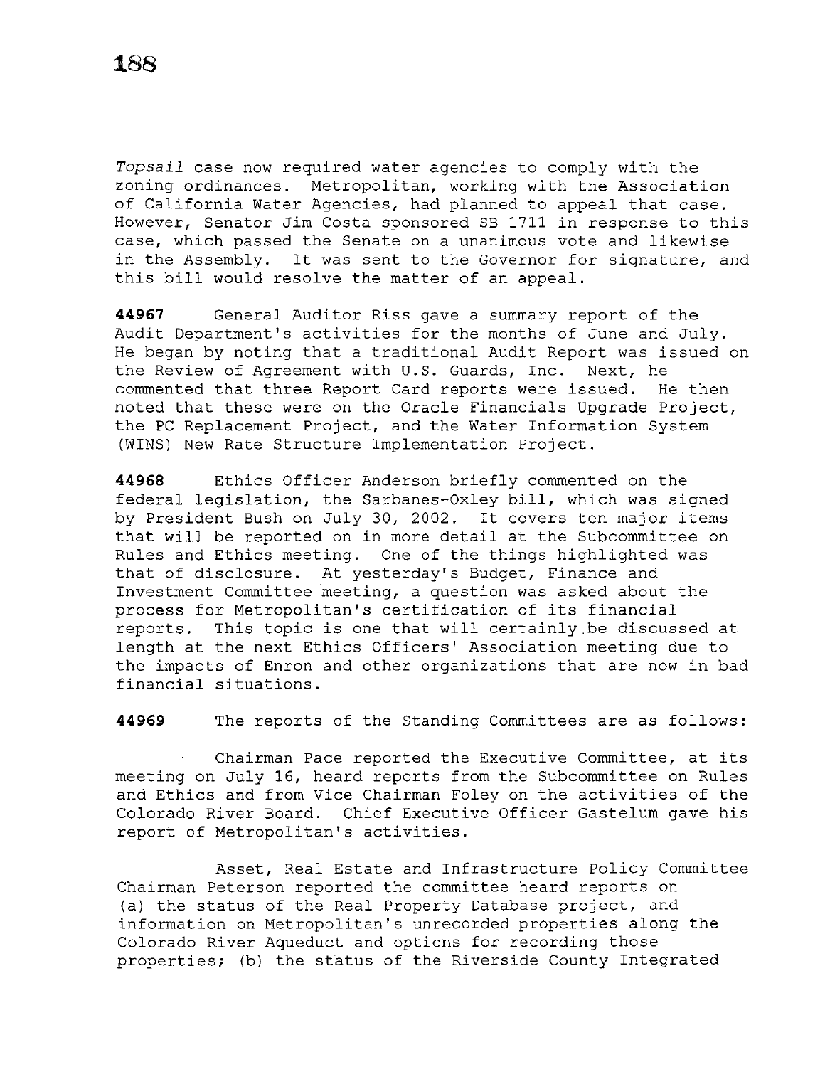*Topsail* case now required water agencies to comply with the zoning ordinances. Metropolitan, working with the Association of California Water Agencies, had planned to appeal that case. However, Senator Jim Costa sponsored SB 1711 in response to this case, which passed the Senate on a unanimous vote and likewise in the Assembly. It was sent to the Governor for signature, and this bill would resolve the matter of an appeal.

**44967** General Auditor Riss gave a summary report of the Audit Department's activities for the months of June and July. He began by noting that a traditional Audit Report was issued on the Review of Agreement with U.S. Guards, Inc. Next, he commented that three Report Card reports were issued. He then noted that these were on the Oracle Financials Upgrade Project, the PC Replacement Project, and the Water Information System (WINS) New Rate Structure Implementation Project.

**44968** Ethics Officer Anderson briefly commented on the federal legislation, the Sarbanes-Oxley bill, which was signed by President Bush on July 30, 2002. It covers ten major items that will be reported on in more detail at the Subcommittee on Rules and Ethics meeting. One of the things highlighted was that of disclosure. At yesterday's Budget, Finance and Investment Committee meeting, a question was asked about the process for Metropolitan's certification of its financial reports. This topic is one that will certainly be discussed at length at the next Ethics Officers' Association meeting due to the impacts of Enron and other organizations that are now in bad financial situations.

**44969** The reports of the Standing Committees are as follows:

Chairman Pace reported the Executive Committee, at its meeting on July 16, heard reports from the Subcommittee on Rules and Ethics and from Vice Chairman Foley on the activities of the Colorado River Board. Chief Executive Officer Gastelum gave his report of Metropolitan's activities.

Asset, Real Estate and Infrastructure Policy Committee Chairman Peterson reported the committee heard reports on (a) the status of the Real Property Database project, and information on Metropolitan's unrecorded properties along the Colorado River Aqueduct and options for recording those properties; (b) the status of the Riverside County Integrated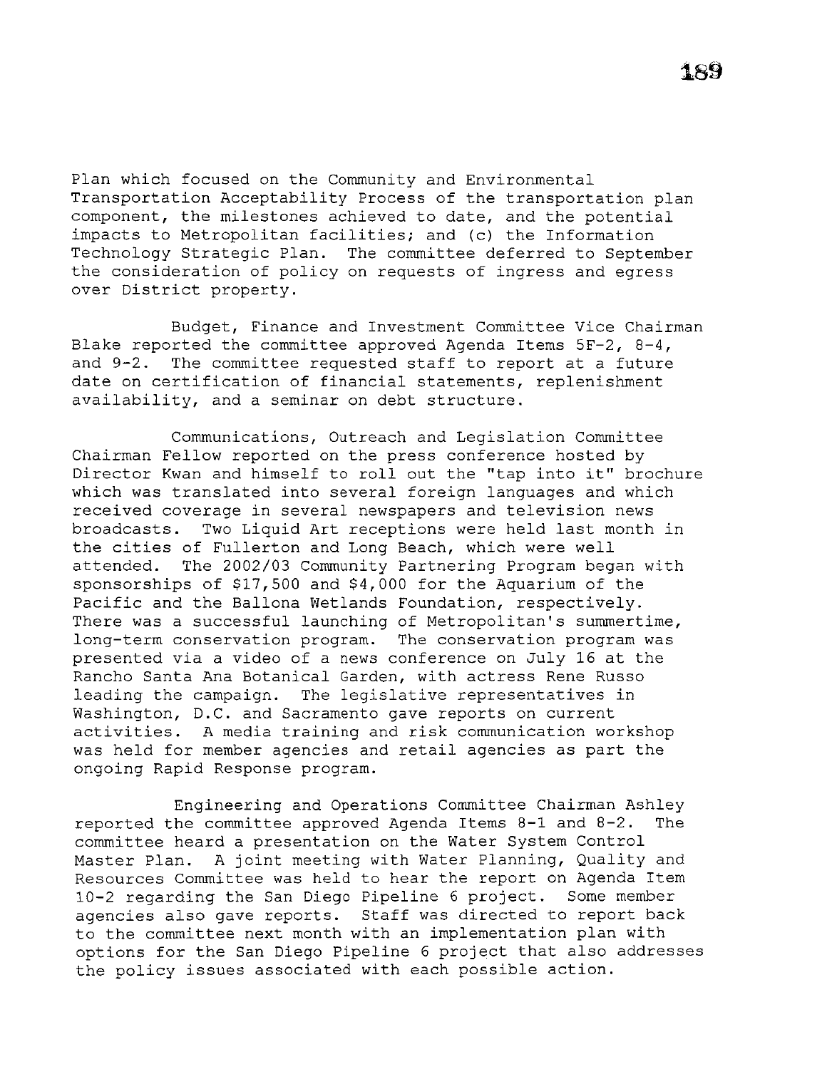Plan which focused on the Community and Environmental Transportation Acceptability Process of the transportation plan component, the milestones achieved to date, and the potential impacts to Metropolitan facilities; and (c) the Information Technology Strategic Plan. The committee deferred to September the consideration of policy on requests of ingress and egress over District property.

Budget, Finance and Investment Committee Vice Chairman Blake reported the committee approved Agenda Items 5F-2, 8-4, and 9-2. The committee requested staff to report at a future date on certification of financial statements, replenishment availability, and a seminar on debt structure.

Communications, Outreach and Legislation Committee Chairman Fellow reported on the press conference hosted by Director Kwan and himself to roll out the "tap into it" brochure which was translated into several foreign languages and which received coverage in several newspapers and television news broadcasts. Two Liquid Art receptions were held last month in the cities of Fullerton and Long Beach, which were well attended. The 2002/03 Community Partnering Program began with sponsorships of $17,500 and $4,000 for the Aquarium of the Pacific and the Ballona Wetlands Foundation, respectively. There was a successful launching of Metropolitan's summertime, long-term conservation program. The conservation program was presented via a video of a news conference on July 16 at the Rancho Santa Ana Botanical Garden, with actress Rene Russo leading the campaign. The legislative representatives in Washington, D.C. and Sacramento gave reports on current activities. A media training and risk communication workshop was held for member agencies and retail agencies as part the ongoing Rapid Response program.

Engineering and Operations Committee Chairman Ashley reported the committee approved Agenda Items 8-1 and 8-2. The committee heard a presentation on the Water System Control Master Plan. A joint meeting with Water Planning, Quality and Resources Committee was held to hear the report on Agenda Item 10-2 regarding the San Diego Pipeline 6 project. Some member agencies also gave reports. Staff was directed to report back to the committee next month with an implementation plan with options for the San Diego Pipeline 6 project that also addresses the policy issues associated with each possible action.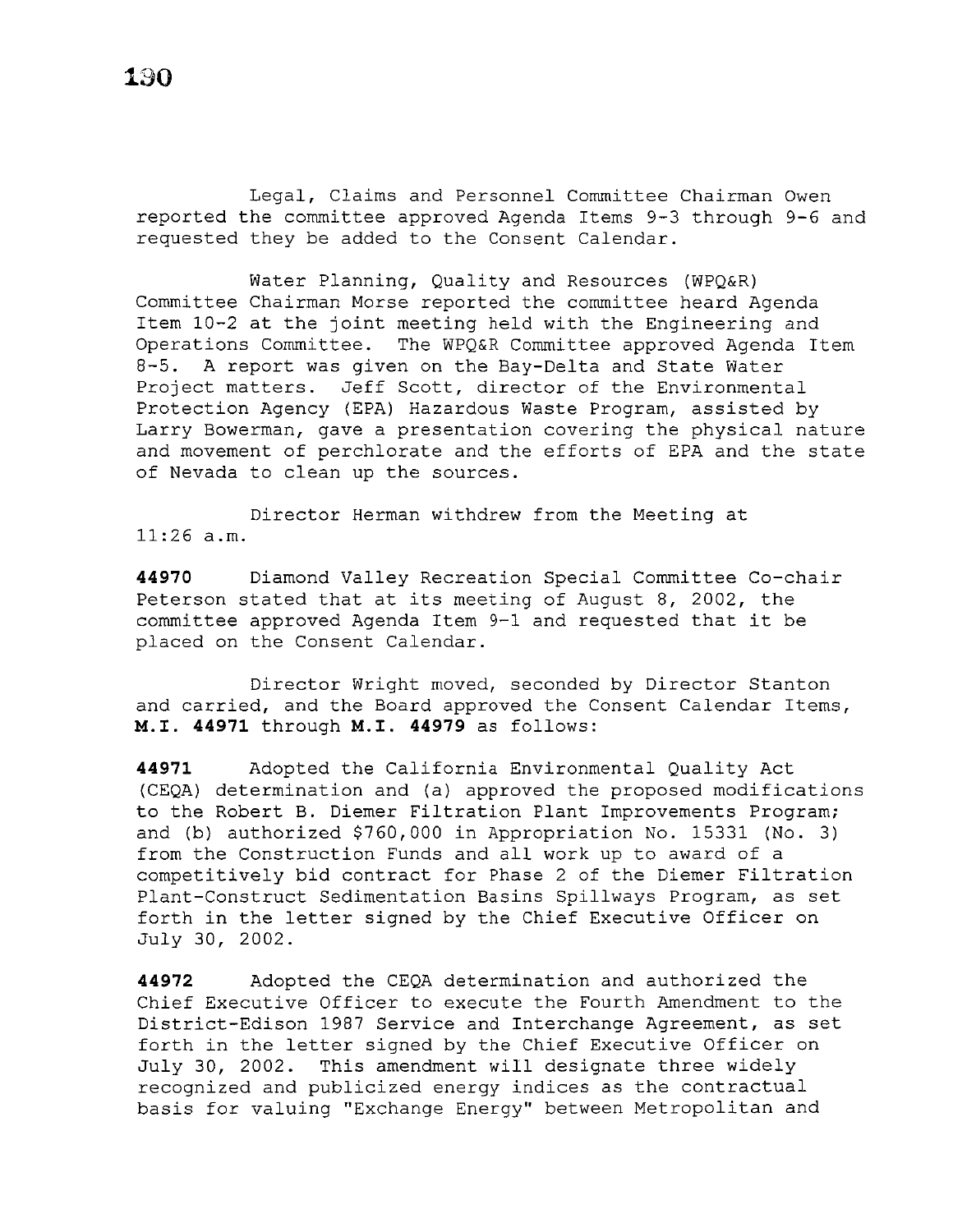Legal, Claims and Personnel Committee Chairman Owen reported the committee approved Agenda Items 9-3 through 9-6 and requested they be added to the Consent Calendar.

Water Planning, Quality and Resources (WPQ&R) Committee Chairman Morse reported the committee heard Agenda Item 10-2 at the joint meeting held with the Engineering and Operations Committee. The WPQ&R Committee approved Agenda Item 8-5. A report was given on the Bay-Delta and State Water Project matters. Jeff Scott, director of the Environmental Protection Agency (EPA) Hazardous Waste Program, assisted by Larry Bowerman, gave a presentation covering the physical nature and movement of perchlorate and the efforts of EPA and the state of Nevada to clean up the sources.

Director Herman withdrew from the Meeting at 11:26 a.m.

**44970** Diamond Valley Recreation Special Committee Co-chair Peterson stated that at its meeting of August 8, 2002, the committee approved Agenda Item 9-1 and requested that it be placed on the Consent Calendar.

Director Wright moved, seconded by Director Stanton and carried, and the Board approved the Consent Calendar Items, **M.I. 44971** through **M.I. 44979** as follows:

**44971** Adopted the California Environmental Quality Act (CEQA) determination and (a) approved the proposed modifications to the Robert B. Diemer Filtration Plant Improvements Program; and (b) authorized $760,000 in Appropriation No. 15331 (No. 3) from the Construction Funds and all work up to award of a competitively bid contract for Phase 2 of the Diemer Filtration Plant-Construct Sedimentation Basins Spillways Program, as set forth in the letter signed by the Chief Executive Officer on July 30, 2002.

**44972** Adopted the CEQA determination and authorized the Chief Executive Officer to execute the Fourth Amendment to the District-Edison 1987 Service and Interchange Agreement, as set forth in the letter signed by the Chief Executive Officer on July 30, 2002. This amendment will designate three widely recognized and publicized energy indices as the contractual basis for valuing "Exchange Energy" between Metropolitan and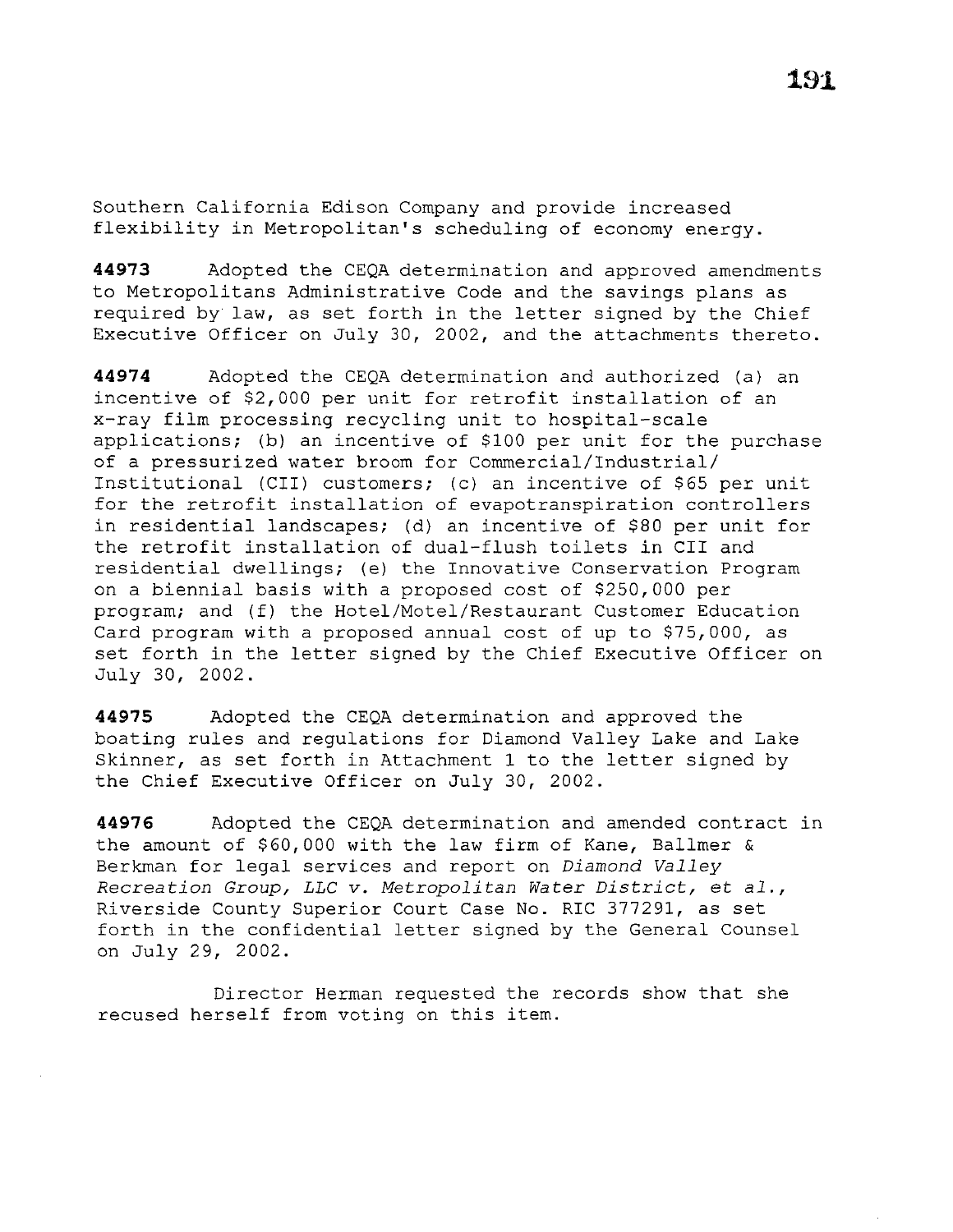Southern California Edison Company and provide increased flexibility in Metropolitan's scheduling of economy energy.

**44973** Adopted the CEQA determination and approved amendments to Metropolitans Administrative Code and the savings plans as required by law, as set forth in the letter signed by the Chief Executive Officer on July 30, 2002, and the attachments thereto.

**44974** Adopted the CEQA determination and authorized (a) an incentive of $2,000 per unit for retrofit installation of an x-ray film processing recycling unit to hospital-scale applications; (b) an incentive of $100 per unit for the purchase of a pressurized water broom for Commercial/Industrial/ Institutional (CII) customers; (c) an incentive of $65 per unit for the retrofit installation of evapotranspiration controllers in residential landscapes; (d) an incentive of $80 per unit for the retrofit installation of dual-flush toilets in CII and residential dwellings; (e) the Innovative Conservation Program on a biennial basis with a proposed cost of $250,000 per program; and (f) the Hotel/Motel/Restaurant Customer Education Card program with a proposed annual cost of up to $75,000, as set forth in the letter signed by the Chief Executive Officer on July 30, 2002.

**44975** Adopted the CEQA determination and approved the boating rules and regulations for Diamond Valley Lake and Lake Skinner, as set forth in Attachment 1 to the letter signed by the Chief Executive Officer on July 30, 2002.

**44976** Adopted the CEQA determination and amended contract in the amount of $60,000 with the law firm of Kane, Ballmer & Berkman for legal services and report on *Diamond Valley Recreation Group, LLC v. Metropolitan Water District, et al.*, Riverside County Superior Court Case No. RIC 377291, as set forth in the confidential letter signed by the General Counsel on July 29, 2002.

Director Herman requested the records show that she recused herself from voting on this item.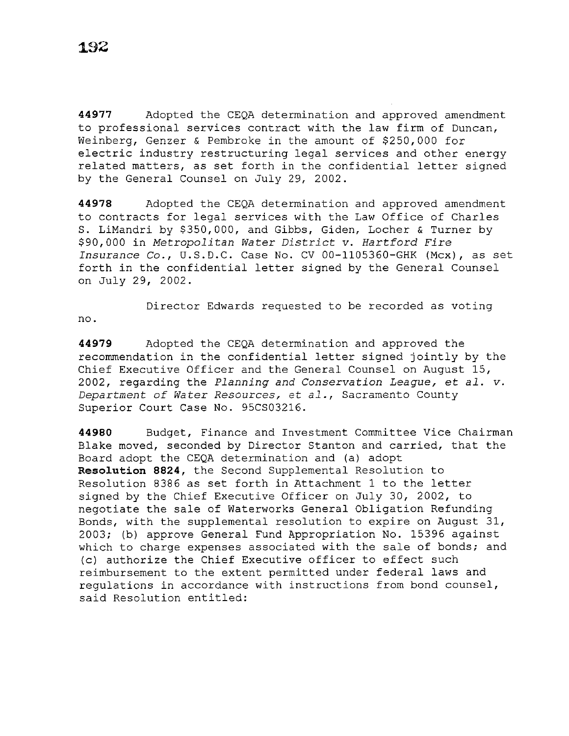**44977** Adopted the CEQA determination and approved amendment to professional services contract with the law firm of Duncan, Weinberg, Genzer & Pembroke in the amount of $250,000 for electric industry restructuring legal services and other energy related matters, as set forth in the confidential letter signed by the General Counsel on July 29, 2002.

**44978** Adopted the CEQA determination and approved amendment to contracts for legal services with the Law Office of Charles S. LiMandri by $350,000, and Gibbs, Giden, Locher & Turner by $90,000 in *Metropolitan Water District v. Hartford Fire Insurance Co.*, U.S.D.C. Case No. CV 00-1105360-GHK (Mcx), as set forth in the confidential letter signed by the General Counsel on July 29, 2002.

Director Edwards requested to be recorded as voting no.

**44979** Adopted the CEQA determination and approved the recommendation in the confidential letter signed jointly by the Chief Executive Officer and the General Counsel on August 15, 2002, regarding the *Planning and Conservation League, et al. v. Department of Water Resources, et al.*, Sacramento County Superior Court Case No. 95CS03216.

**44980** Budget, Finance and Investment Committee Vice Chairman Blake moved, seconded by Director Stanton and carried, that the Board adopt the CEQA determination and (a) adopt **Resolution 8824**, the Second Supplemental Resolution to Resolution 8386 as set forth in Attachment 1 to the letter signed by the Chief Executive Officer on July 30, 2002, to negotiate the sale of Waterworks General Obligation Refunding Bonds, with the supplemental resolution to expire on August 31, 2003; (b) approve General Fund Appropriation No. 15396 against which to charge expenses associated with the sale of bonds; and (c) authorize the Chief Executive officer to effect such reimbursement to the extent permitted under federal laws and regulations in accordance with instructions from bond counsel, said Resolution entitled: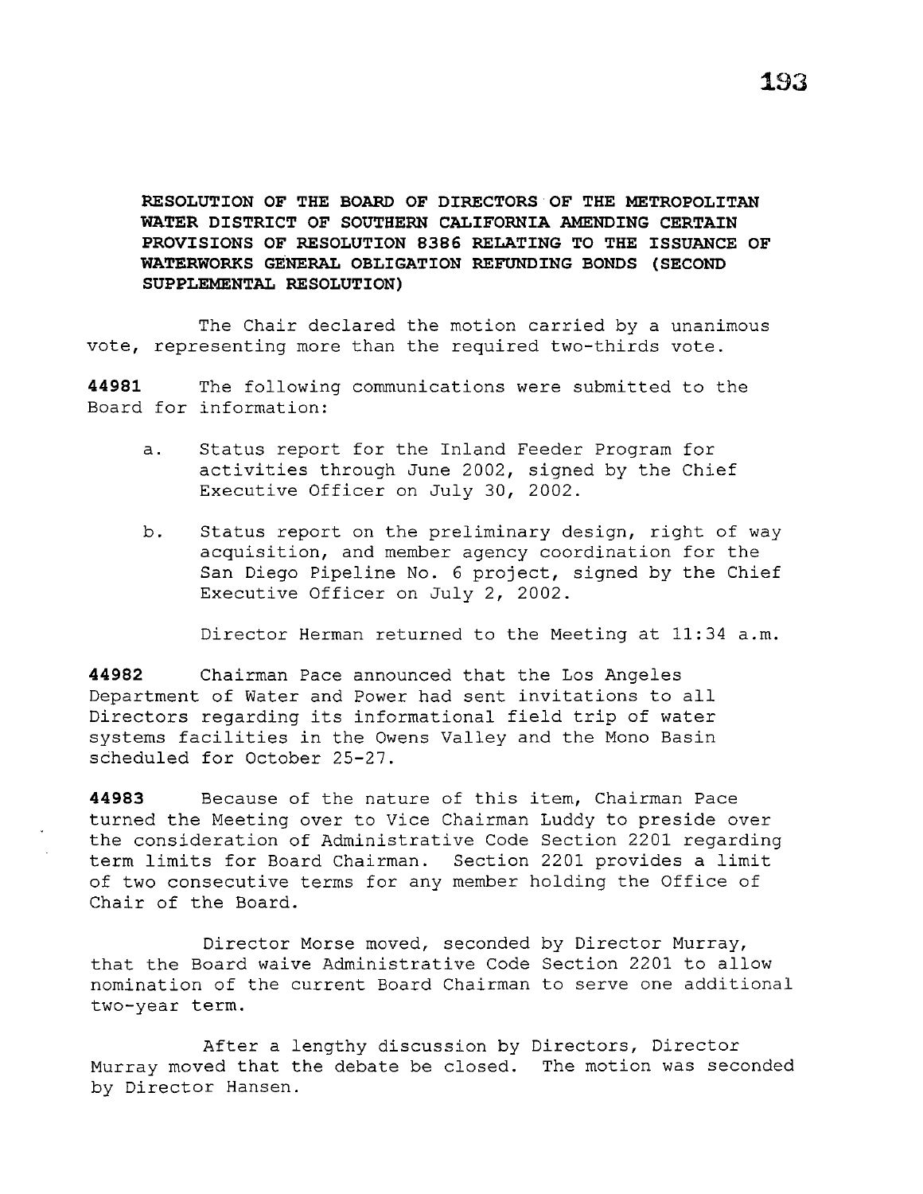**RESOLUTION OF THE BOARD OF DIRECTORS OF THE METROPOLITAN WATER DISTRICT OF SOUTHERN CALIFORNIA AMENDING CERTAIN PROVISIONS OF RESOLUTION 8386 RELATING TO THE ISSUANCE OF WATERWORKS GENERAL OBLIGATION REFUNDING BONDS (SECOND SUPPLEMENTAL RESOLUTION)**

The Chair declared the motion carried by a unanimous vote, representing more than the required two-thirds vote.

**44981** The following communications were submitted to the Board for information:

a. Status report for the Inland Feeder Program for activities through June 2002, signed by the Chief Executive Officer on July 30, 2002.

b. Status report on the preliminary design, right of way acquisition, and member agency coordination for the San Diego Pipeline No. 6 project, signed by the Chief Executive Officer on July 2, 2002.

Director Herman returned to the Meeting at 11:34 a.m.

**44982** Chairman Pace announced that the Los Angeles Department of Water and Power had sent invitations to all Directors regarding its informational field trip of water systems facilities in the Owens Valley and the Mono Basin scheduled for October 25-27.

**44983** Because of the nature of this item, Chairman Pace turned the Meeting over to Vice Chairman Luddy to preside over the consideration of Administrative Code Section 2201 regarding term limits for Board Chairman. Section 2201 provides a limit of two consecutive terms for any member holding the Office of Chair of the Board.

Director Morse moved, seconded by Director Murray, that the Board waive Administrative Code Section 2201 to allow nomination of the current Board Chairman to serve one additional two-year term.

After a lengthy discussion by Directors, Director Murray moved that the debate be closed. The motion was seconded by Director Hansen.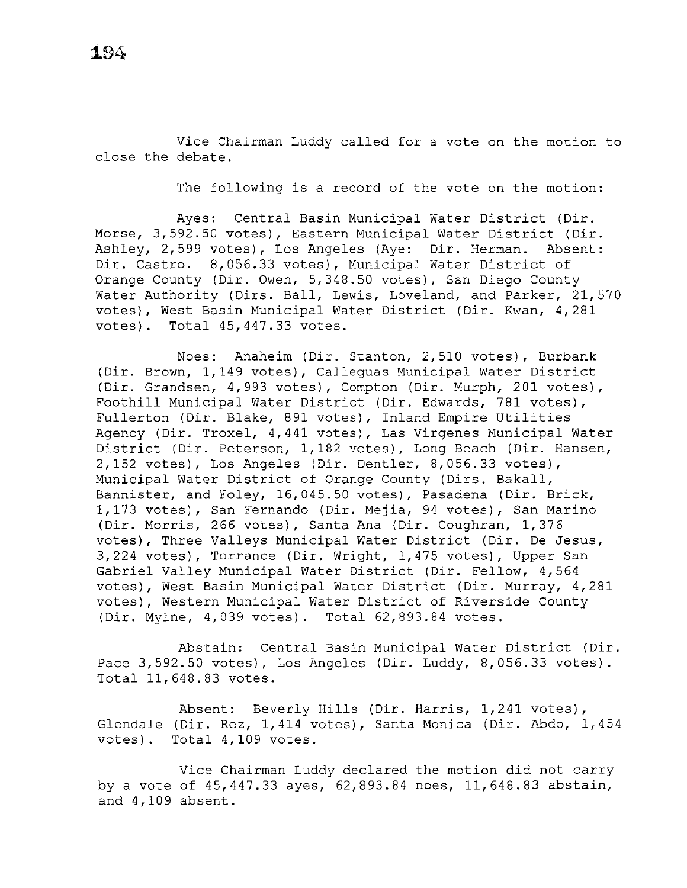Vice Chairman Luddy called for a vote on the motion to close the debate.

The following is a record of the vote on the motion:

Ayes: Central Basin Municipal Water District (Dir. Morse, 3,592.50 votes), Eastern Municipal Water District (Dir. Ashley, 2,599 votes), Los Angeles (Aye: Dir. Herman. Absent: Dir. Castro. 8,056.33 votes), Municipal Water District of Orange County (Dir. Owen, 5,348.50 votes), San Diego County Water Authority (Dirs. Ball, Lewis, Loveland, and Parker, 21,570 votes), West Basin Municipal Water District (Dir. Kwan, 4,281 votes). Total 45,447.33 votes.

Noes: Anaheim (Dir. Stanton, 2,510 votes), Burbank (Dir. Brown, 1,149 votes), Calleguas Municipal Water District (Dir. Grandsen, 4,993 votes), Compton (Dir. Murph, 201 votes), Foothill Municipal Water District (Dir. Edwards, 781 votes), Fullerton (Dir. Blake, 891 votes), Inland Empire Utilities Agency (Dir. Troxel, 4,441 votes), Las Virgenes Municipal Water District (Dir. Peterson, 1,182 votes), Long Beach (Dir. Hansen, 2,152 votes), Los Angeles (Dir. Dentler, 8,056.33 votes), Municipal Water District of Orange County (Dirs. Bakall, Bannister, and Foley, 16,045.50 votes), Pasadena (Dir. Brick, 1,173 votes), San Fernando (Dir. Mejia, 94 votes), San Marino (Dir. Morris, 266 votes), Santa Ana (Dir. Coughran, 1,376 votes), Three Valleys Municipal Water District (Dir. De Jesus, 3,224 votes), Torrance (Dir. Wright, 1,475 votes), Upper San Gabriel Valley Municipal Water District (Dir. Fellow, 4,564 votes), West Basin Municipal Water District (Dir. Murray, 4,281 votes), Western Municipal Water District of Riverside County (Dir. Mylne, 4,039 votes). Total 62,893.84 votes.

Abstain: Central Basin Municipal Water District (Dir. Pace 3,592.50 votes), Los Angeles (Dir. Luddy, 8,056.33 votes). Total 11,648.83 votes.

Absent: Beverly Hills (Dir. Harris, 1,241 votes), Glendale (Dir. Rez, 1,414 votes), Santa Monica (Dir. Abdo, 1,454 votes). Total 4,109 votes.

Vice Chairman Luddy declared the motion did not carry by a vote of 45,447.33 ayes, 62,893.84 noes, 11,648.83 abstain, and 4,109 absent.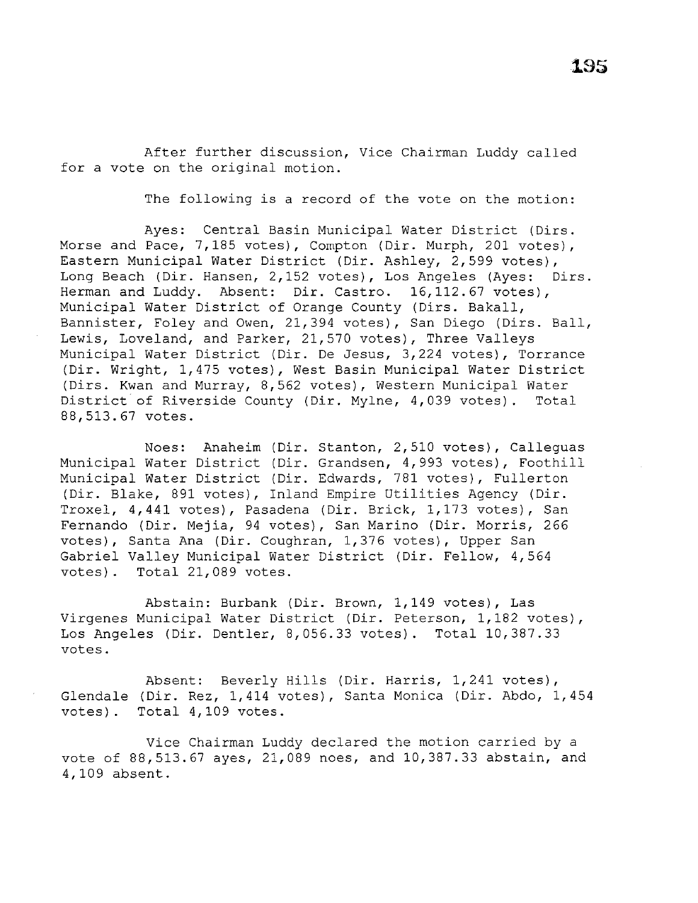After further discussion, Vice Chairman Luddy called for a vote on the original motion.

The following is a record of the vote on the motion:

Ayes: Central Basin Municipal Water District (Dirs. Morse and Pace, 7,185 votes), Compton (Dir. Murph, 201 votes), Eastern Municipal Water District (Dir. Ashley, 2,599 votes), Long Beach (Dir. Hansen, 2,152 votes), Los Angeles (Ayes: Dirs. Herman and Luddy. Absent: Dir. Castro. 16,112.67 votes), Municipal Water District of Orange County (Dirs. Bakall, Bannister, Foley and Owen, 21,394 votes), San Diego (Dirs. Ball, Lewis, Loveland, and Parker, 21,570 votes), Three Valleys Municipal Water District (Dir. De Jesus, 3,224 votes), Torrance (Dir. Wright, 1,475 votes), West Basin Municipal Water District (Dirs. Kwan and Murray, 8,562 votes), Western Municipal Water District of Riverside County (Dir. Mylne, 4,039 votes). Total 88,513.67 votes.

Noes: Anaheim (Dir. Stanton, 2,510 votes), Calleguas Municipal Water District (Dir. Grandsen, 4,993 votes), Foothill Municipal Water District (Dir. Edwards, 781 votes), Fullerton (Dir. Blake, 891 votes), Inland Empire Utilities Agency (Dir. Troxel, 4,441 votes), Pasadena (Dir. Brick, 1,173 votes), San Fernando (Dir. Mejia, 94 votes), San Marino (Dir. Morris, 266 votes), Santa Ana (Dir. Coughran, 1,376 votes), Upper San Gabriel Valley Municipal Water District (Dir. Fellow, 4,564 votes). Total 21,089 votes.

Abstain: Burbank (Dir. Brown, 1,149 votes), Las Virgenes Municipal Water District (Dir. Peterson, 1,182 votes), Los Angeles (Dir. Dentler, 8,056.33 votes). Total 10,387.33 votes.

Absent: Beverly Hills (Dir. Harris, 1,241 votes), Glendale (Dir. Rez, 1,414 votes), Santa Monica (Dir. Abdo, 1,454 votes). Total 4,109 votes.

Vice Chairman Luddy declared the motion carried by a vote of 88,513.67 ayes, 21,089 noes, and 10,387.33 abstain, and 4,109 absent.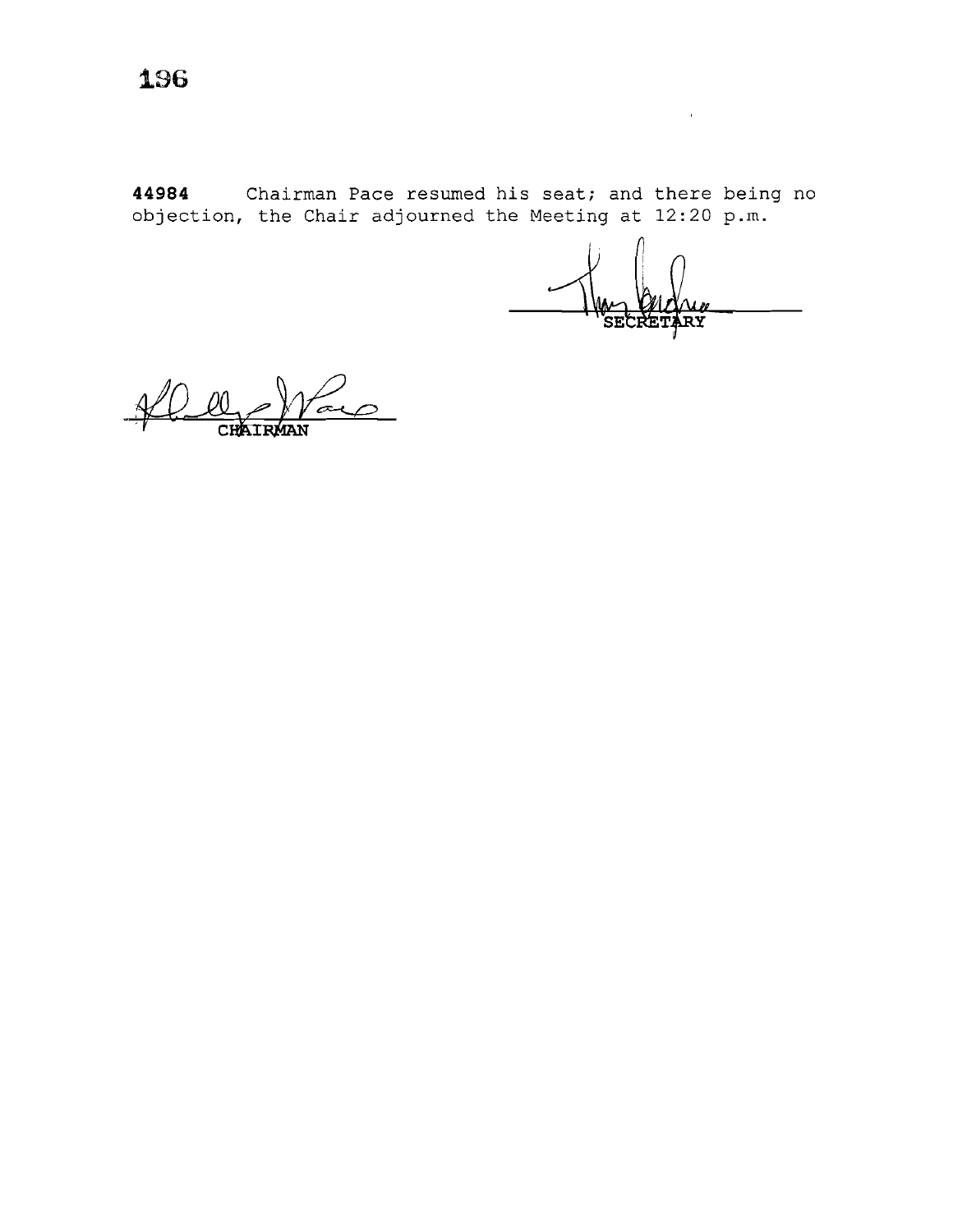**44984** Chairman Pace resumed his seat; and there being no objection, the Chair adjourned the Meeting at 12:20 p.m.

SECRETARY

CHAIRMAN